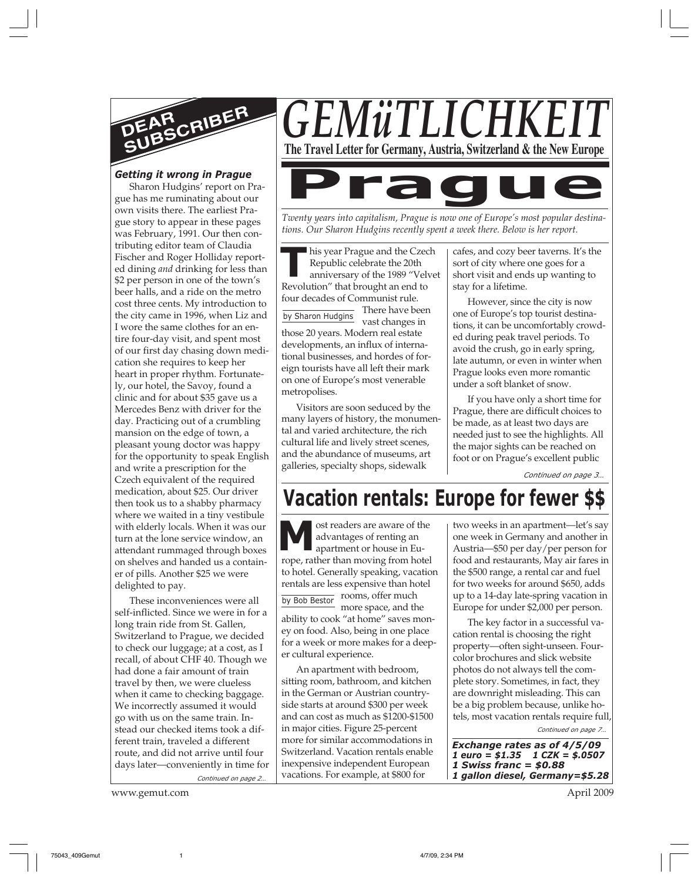# GEMüTLICHKEIT

**The Travel Letter for Germany, Austria, Switzerland & the New Europe**

## DEAR SUBSCRIBER

### *Getting it wrong in Prague*

Sharon Hudgins' report on Prague has me ruminating about our own visits there. The earliest Prague story to appear in these pages was February, 1991. Our then contributing editor team of Claudia Fischer and Roger Holliday reported dining *and* drinking for less than $2 per person in one of the town's beer halls, and a ride on the metro cost three cents. My introduction to the city came in 1996, when Liz and I wore the same clothes for an entire four-day visit, and spent most of our first day chasing down medication she requires to keep her heart in proper rhythm. Fortunately, our hotel, the Savoy, found a clinic and for about $35 gave us a Mercedes Benz with driver for the day. Practicing out of a crumbling mansion on the edge of town, a pleasant young doctor was happy for the opportunity to speak English and write a prescription for the Czech equivalent of the required medication, about $25. Our driver then took us to a shabby pharmacy where we waited in a tiny vestibule with elderly locals. When it was our turn at the lone service window, an attendant rummaged through boxes on shelves and handed us a container of pills. Another $25 we were delighted to pay.

These inconveniences were all self-inflicted. Since we were in for a long train ride from St. Gallen, Switzerland to Prague, we decided to check our luggage; at a cost, as I recall, of about CHF 40. Though we had done a fair amount of train travel by then, we were clueless when it came to checking baggage. We incorrectly assumed it would go with us on the same train. Instead our checked items took a different train, traveled a different route, and did not arrive until four days later—conveniently in time for

*Continued on page 2…*

# Prague

*Twenty years into capitalism, Prague is now one of Europe's most popular destinations. Our Sharon Hudgins recently spent a week there. Below is her report.*

by Sharon Hudgins

This year Prague and the Czech Republic celebrate the 20th anniversary of the 1989 "Velvet Revolution" that brought an end to four decades of Communist rule.

There have been vast changes in those 20 years. Modern real estate developments, an influx of international businesses, and hordes of foreign tourists have all left their mark on one of Europe's most venerable metropolises.

Visitors are soon seduced by the many layers of history, the monumental and varied architecture, the rich cultural life and lively street scenes, and the abundance of museums, art galleries, specialty shops, sidewalk cafes, and cozy beer taverns. It's the sort of city where one goes for a short visit and ends up wanting to stay for a lifetime.

However, since the city is now one of Europe's top tourist destinations, it can be uncomfortably crowded during peak travel periods. To avoid the crush, go in early spring, late autumn, or even in winter when Prague looks even more romantic under a soft blanket of snow.

If you have only a short time for Prague, there are difficult choices to be made, as at least two days are needed just to see the highlights. All the major sights can be reached on foot or on Prague's excellent public

*Continued on page 3…*

# Vacation rentals: Europe for fewer $$

by Bob Bestor

Most readers are aware of the advantages of renting an apartment or house in Europe, rather than moving from hotel to hotel. Generally speaking, vacation rentals are less expensive than hotel rooms, offer much more space, and the ability to cook "at home" saves money on food. Also, being in one place for a week or more makes for a deeper cultural experience.

An apartment with bedroom, sitting room, bathroom, and kitchen in the German or Austrian countryside starts at around $300 per week and can cost as much as $1200-$1500 in major cities. Figure 25-percent more for similar accommodations in Switzerland. Vacation rentals enable inexpensive independent European vacations. For example, at $800 for two weeks in an apartment—let's say one week in Germany and another in Austria—$50 per day/per person for food and restaurants, May air fares in the $500 range, a rental car and fuel for two weeks for around $650, adds up to a 14-day late-spring vacation in Europe for under $2,000 per person.

The key factor in a successful vacation rental is choosing the right property—often sight-unseen. Four-color brochures and slick website photos do not always tell the complete story. Sometimes, in fact, they are downright misleading. This can be a big problem because, unlike hotels, most vacation rentals require full,

*Continued on page 7…*

***Exchange rates as of 4/5/09***
***1 euro = $1.35   1 CZK = $.0507***
***1 Swiss franc = $0.88***
***1 gallon diesel, Germany=$5.28***

www.gemut.com

April 2009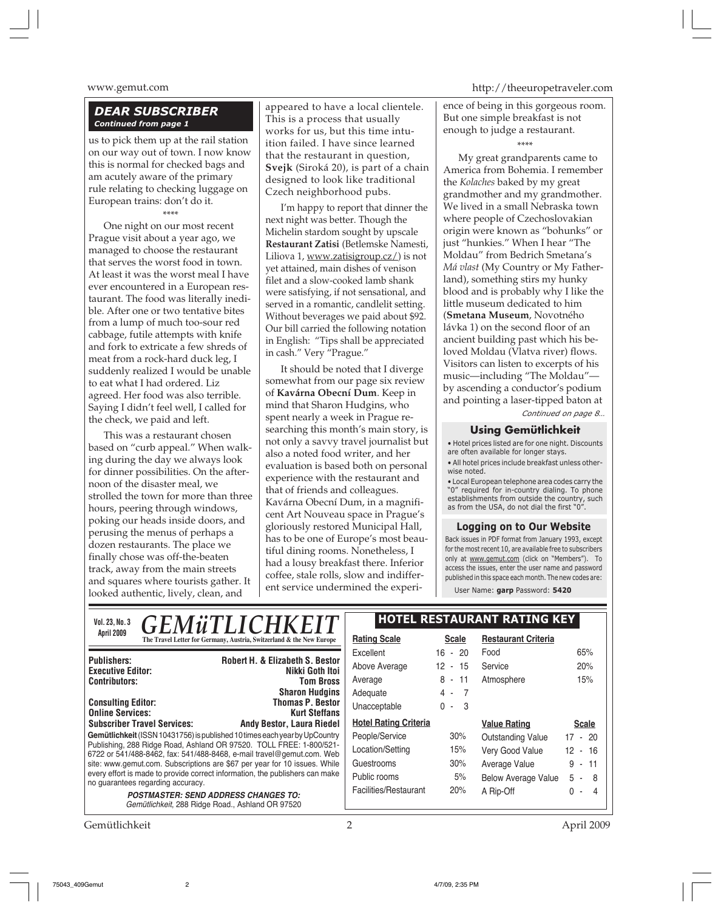## DEAR SUBSCRIBER

*Continued from page 1*

us to pick them up at the rail station on our way out of town. I now know this is normal for checked bags and am acutely aware of the primary rule relating to checking luggage on European trains: don't do it.

\*\*\*\*

One night on our most recent Prague visit about a year ago, we managed to choose the restaurant that serves the worst food in town. At least it was the worst meal I have ever encountered in a European restaurant. The food was literally inedible. After one or two tentative bites from a lump of much too-sour red cabbage, futile attempts with knife and fork to extricate a few shreds of meat from a rock-hard duck leg, I suddenly realized I would be unable to eat what I had ordered. Liz agreed. Her food was also terrible. Saying I didn't feel well, I called for the check, we paid and left.

This was a restaurant chosen based on "curb appeal." When walking during the day we always look for dinner possibilities. On the afternoon of the disaster meal, we strolled the town for more than three hours, peering through windows, poking our heads inside doors, and perusing the menus of perhaps a dozen restaurants. The place we finally chose was off-the-beaten track, away from the main streets and squares where tourists gather. It looked authentic, lively, clean, and appeared to have a local clientele. This is a process that usually works for us, but this time intuition failed. I have since learned that the restaurant in question, **Svejk** (Siroká 20), is part of a chain designed to look like traditional Czech neighborhood pubs.

I'm happy to report that dinner the next night was better. Though the Michelin stardom sought by upscale **Restaurant Zatisi** (Betlemske Namesti, Liliova 1, www.zatisigroup.cz/) is not yet attained, main dishes of venison filet and a slow-cooked lamb shank were satisfying, if not sensational, and served in a romantic, candlelit setting. Without beverages we paid about $92. Our bill carried the following notation in English: "Tips shall be appreciated in cash." Very "Prague."

It should be noted that I diverge somewhat from our page six review of **Kavárna Obecní Dum**. Keep in mind that Sharon Hudgins, who spent nearly a week in Prague researching this month's main story, is not only a savvy travel journalist but also a noted food writer, and her evaluation is based both on personal experience with the restaurant and that of friends and colleagues. Kavárna Obecní Dum, in a magnificent Art Nouveau space in Prague's gloriously restored Municipal Hall, has to be one of Europe's most beautiful dining rooms. Nonetheless, I had a lousy breakfast there. Inferior coffee, stale rolls, slow and indifferent service undermined the experience of being in this gorgeous room. But one simple breakfast is not enough to judge a restaurant.

\*\*\*\*

My great grandparents came to America from Bohemia. I remember the *Kolaches* baked by my great grandmother and my grandmother. We lived in a small Nebraska town where people of Czechoslovakian origin were known as "bohunks" or just "hunkies." When I hear "The Moldau" from Bedrich Smetana's *Má vlast* (My Country or My Fatherland), something stirs my hunky blood and is probably why I like the little museum dedicated to him (**Smetana Museum**, Novotného lávka 1) on the second floor of an ancient building past which his beloved Moldau (Vlatva river) flows. Visitors can listen to excerpts of his music—including "The Moldau"—by ascending a conductor's podium and pointing a laser-tipped baton at

*Continued on page 8…*

### Using Gemütlichkeit

- Hotel prices listed are for one night. Discounts are often available for longer stays.
- All hotel prices include breakfast unless otherwise noted.
- Local European telephone area codes carry the "0" required for in-country dialing. To phone establishments from outside the country, such as from the USA, do not dial the first "0".

### Logging on to Our Website

Back issues in PDF format from January 1993, except for the most recent 10, are available free to subscribers only at www.gemut.com (click on "Members"). To access the issues, enter the user name and password published in this space each month. The new codes are:

User Name: **garp** Password: **5420**

---

Vol. 23, No. 3
April 2009

# GEMüTLICHKEIT

**The Travel Letter for Germany, Austria, Switzerland & the New Europe**

| | |
|---|---|
| **Publishers:** | **Robert H. & Elizabeth S. Bestor** |
| **Executive Editor:** | **Nikki Goth Itoi** |
| **Contributors:** | **Tom Bross** |
| | **Sharon Hudgins** |
| **Consulting Editor:** | **Thomas P. Bestor** |
| **Online Services:** | **Kurt Steffans** |
| **Subscriber Travel Services:** | **Andy Bestor, Laura Riedel** |

**Gemütlichkeit** (ISSN 10431756) is published 10 times each year by UpCountry Publishing, 288 Ridge Road, Ashland OR 97520. TOLL FREE: 1-800/521-6722 or 541/488-8462, fax: 541/488-8468, e-mail travel@gemut.com. Web site: www.gemut.com. Subscriptions are $67 per year for 10 issues. While every effort is made to provide correct information, the publishers can make no guarantees regarding accuracy.

***POSTMASTER: SEND ADDRESS CHANGES TO:***
*Gemütlichkeit, 288 Ridge Road., Ashland OR 97520*

### HOTEL RESTAURANT RATING KEY

| Rating Scale | Scale |
|---|---|
| Excellent | 16 - 20 |
| Above Average | 12 - 15 |
| Average | 8 - 11 |
| Adequate | 4 - 7 |
| Unacceptable | 0 - 3 |

| Restaurant Criteria | |
|---|---|
| Food | 65% |
| Service | 20% |
| Atmosphere | 15% |

| Hotel Rating Criteria | |
|---|---|
| People/Service | 30% |
| Location/Setting | 15% |
| Guestrooms | 30% |
| Public rooms | 5% |
| Facilities/Restaurant | 20% |

| Value Rating | Scale |
|---|---|
| Outstanding Value | 17 - 20 |
| Very Good Value | 12 - 16 |
| Average Value | 9 - 11 |
| Below Average Value | 5 - 8 |
| A Rip-Off | 0 - 4 |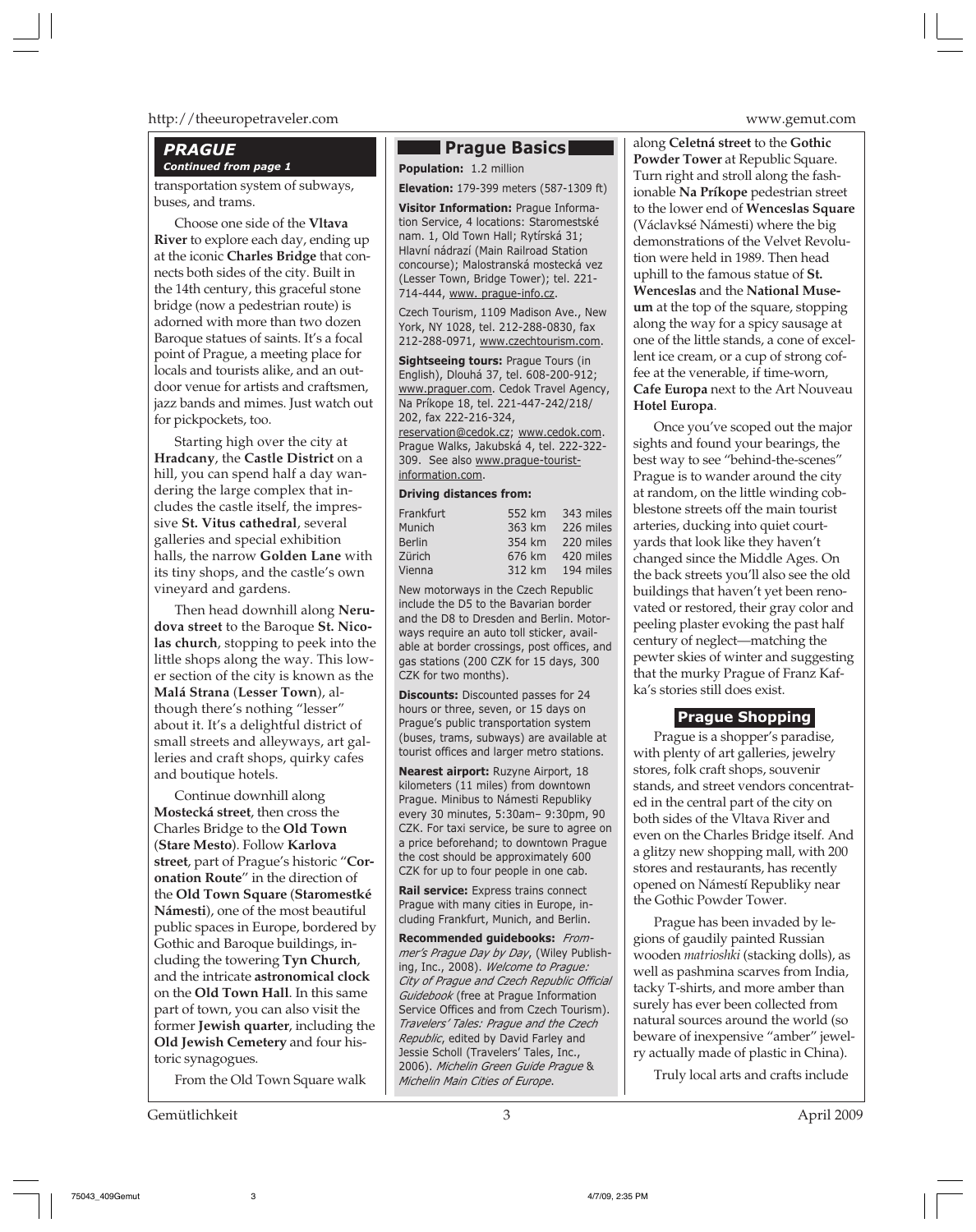## PRAGUE

*Continued from page 1*

transportation system of subways, buses, and trams.

Choose one side of the **Vltava River** to explore each day, ending up at the iconic **Charles Bridge** that connects both sides of the city. Built in the 14th century, this graceful stone bridge (now a pedestrian route) is adorned with more than two dozen Baroque statues of saints. It's a focal point of Prague, a meeting place for locals and tourists alike, and an outdoor venue for artists and craftsmen, jazz bands and mimes. Just watch out for pickpockets, too.

Starting high over the city at **Hradcany**, the **Castle District** on a hill, you can spend half a day wandering the large complex that includes the castle itself, the impressive **St. Vitus cathedral**, several galleries and special exhibition halls, the narrow **Golden Lane** with its tiny shops, and the castle's own vineyard and gardens.

Then head downhill along **Nerudova street** to the Baroque **St. Nicolas church**, stopping to peek into the little shops along the way. This lower section of the city is known as the **Malá Strana** (**Lesser Town**), although there's nothing "lesser" about it. It's a delightful district of small streets and alleyways, art galleries and craft shops, quirky cafes and boutique hotels.

Continue downhill along **Mostecká street**, then cross the Charles Bridge to the **Old Town** (**Stare Mesto**). Follow **Karlova street**, part of Prague's historic "**Coronation Route**" in the direction of the **Old Town Square** (**Staromestké Námesti**), one of the most beautiful public spaces in Europe, bordered by Gothic and Baroque buildings, including the towering **Tyn Church**, and the intricate **astronomical clock** on the **Old Town Hall**. In this same part of town, you can also visit the former **Jewish quarter**, including the **Old Jewish Cemetery** and four historic synagogues.

From the Old Town Square walk along **Celetná street** to the **Gothic Powder Tower** at Republic Square. Turn right and stroll along the fashionable **Na Príkope** pedestrian street to the lower end of **Wenceslas Square** (Václavksé Námesti) where the big demonstrations of the Velvet Revolution were held in 1989. Then head uphill to the famous statue of **St. Wenceslas** and the **National Museum** at the top of the square, stopping along the way for a spicy sausage at one of the little stands, a cone of excellent ice cream, or a cup of strong coffee at the venerable, if time-worn, **Cafe Europa** next to the Art Nouveau **Hotel Europa**.

Once you've scoped out the major sights and found your bearings, the best way to see "behind-the-scenes" Prague is to wander around the city at random, on the little winding cobblestone streets off the main tourist arteries, ducking into quiet courtyards that look like they haven't changed since the Middle Ages. On the back streets you'll also see the old buildings that haven't yet been renovated or restored, their gray color and peeling plaster evoking the past half century of neglect—matching the pewter skies of winter and suggesting that the murky Prague of Franz Kafka's stories still does exist.

## Prague Basics

**Population:** 1.2 million

**Elevation:** 179-399 meters (587-1309 ft)

**Visitor Information:** Prague Information Service, 4 locations: Staromestské nam. 1, Old Town Hall; Rytírská 31; Hlavní nádrazí (Main Railroad Station concourse); Malostranská mostecká vez (Lesser Town, Bridge Tower); tel. 221-714-444, www. prague-info.cz.

Czech Tourism, 1109 Madison Ave., New York, NY 1028, tel. 212-288-0830, fax 212-288-0971, www.czechtourism.com.

**Sightseeing tours:** Prague Tours (in English), Dlouhá 37, tel. 608-200-912; www.praguer.com. Cedok Travel Agency, Na Príkope 18, tel. 221-447-242/218/202, fax 222-216-324, reservation@cedok.cz; www.cedok.com. Prague Walks, Jakubská 4, tel. 222-322-309. See also www.prague-tourist-information.com.

**Driving distances from:**

| | | |
|---|---|---|
| Frankfurt | 552 km | 343 miles |
| Munich | 363 km | 226 miles |
| Berlin | 354 km | 220 miles |
| Zürich | 676 km | 420 miles |
| Vienna | 312 km | 194 miles |

New motorways in the Czech Republic include the D5 to the Bavarian border and the D8 to Dresden and Berlin. Motorways require an auto toll sticker, available at border crossings, post offices, and gas stations (200 CZK for 15 days, 300 CZK for two months).

**Discounts:** Discounted passes for 24 hours or three, seven, or 15 days on Prague's public transportation system (buses, trams, subways) are available at tourist offices and larger metro stations.

**Nearest airport:** Ruzyne Airport, 18 kilometers (11 miles) from downtown Prague. Minibus to Námesti Republiky every 30 minutes, 5:30am– 9:30pm, 90 CZK. For taxi service, be sure to agree on a price beforehand; to downtown Prague the cost should be approximately 600 CZK for up to four people in one cab.

**Rail service:** Express trains connect Prague with many cities in Europe, including Frankfurt, Munich, and Berlin.

**Recommended guidebooks:** *Frommer's Prague Day by Day*, (Wiley Publishing, Inc., 2008). *Welcome to Prague: City of Prague and Czech Republic Official Guidebook* (free at Prague Information Service Offices and from Czech Tourism). *Travelers' Tales: Prague and the Czech Republic*, edited by David Farley and Jessie Scholl (Travelers' Tales, Inc., 2006). *Michelin Green Guide Prague* & *Michelin Main Cities of Europe*.

## Prague Shopping

Prague is a shopper's paradise, with plenty of art galleries, jewelry stores, folk craft shops, souvenir stands, and street vendors concentrated in the central part of the city on both sides of the Vltava River and even on the Charles Bridge itself. And a glitzy new shopping mall, with 200 stores and restaurants, has recently opened on Námestí Republiky near the Gothic Powder Tower.

Prague has been invaded by legions of gaudily painted Russian wooden *matrioshki* (stacking dolls), as well as pashmina scarves from India, tacky T-shirts, and more amber than surely has ever been collected from natural sources around the world (so beware of inexpensive "amber" jewelry actually made of plastic in China).

Truly local arts and crafts include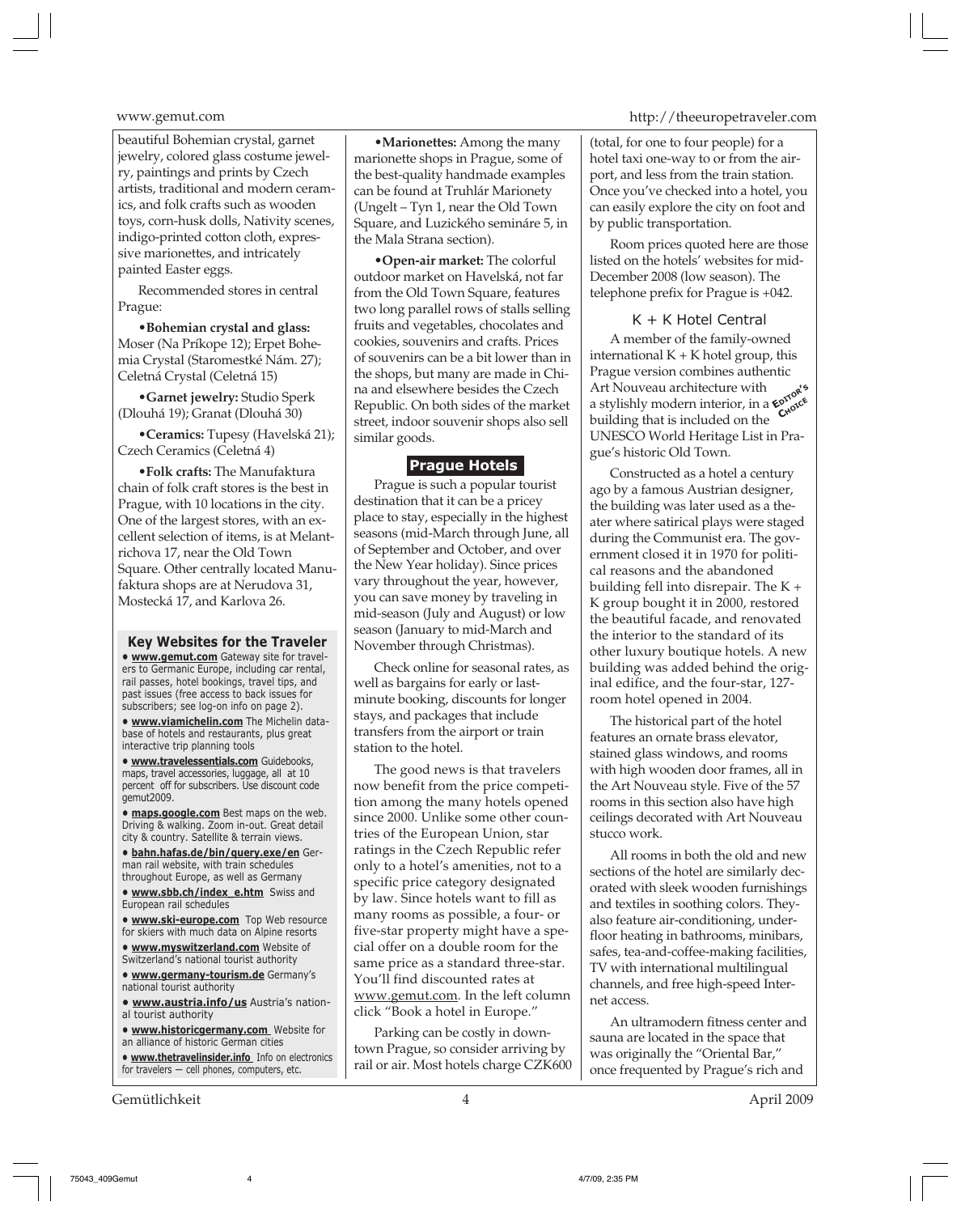beautiful Bohemian crystal, garnet jewelry, colored glass costume jewelry, paintings and prints by Czech artists, traditional and modern ceramics, and folk crafts such as wooden toys, corn-husk dolls, Nativity scenes, indigo-printed cotton cloth, expressive marionettes, and intricately painted Easter eggs.

Recommended stores in central Prague:

•**Bohemian crystal and glass:** Moser (Na Príkope 12); Erpet Bohemia Crystal (Staromestké Nám. 27); Celetná Crystal (Celetná 15)

•**Garnet jewelry:** Studio Sperk (Dlouhá 19); Granat (Dlouhá 30)

•**Ceramics:** Tupesy (Havelská 21); Czech Ceramics (Celetná 4)

•**Folk crafts:** The Manufaktura chain of folk craft stores is the best in Prague, with 10 locations in the city. One of the largest stores, with an excellent selection of items, is at Melantrichova 17, near the Old Town Square. Other centrally located Manufaktura shops are at Nerudova 31, Mostecká 17, and Karlova 26.

### Key Websites for the Traveler

- **www.gemut.com** Gateway site for travelers to Germanic Europe, including car rental, rail passes, hotel bookings, travel tips, and past issues (free access to back issues for subscribers; see log-on info on page 2).
- **www.viamichelin.com** The Michelin database of hotels and restaurants, plus great interactive trip planning tools
- **www.travelessentials.com** Guidebooks, maps, travel accessories, luggage, all at 10 percent off for subscribers. Use discount code gemut2009.
- **maps.google.com** Best maps on the web. Driving & walking. Zoom in-out. Great detail city & country. Satellite & terrain views.
- **bahn.hafas.de/bin/query.exe/en** German rail website, with train schedules throughout Europe, as well as Germany
- **www.sbb.ch/index_e.htm** Swiss and European rail schedules
- **www.ski-europe.com** Top Web resource for skiers with much data on Alpine resorts
- **www.myswitzerland.com** Website of Switzerland's national tourist authority
- **www.germany-tourism.de** Germany's national tourist authority
- **www.austria.info/us** Austria's national tourist authority
- **www.historicgermany.com** Website for an alliance of historic German cities
- **www.thetravelinsider.info** Info on electronics for travelers — cell phones, computers, etc.

•**Marionettes:** Among the many marionette shops in Prague, some of the best-quality handmade examples can be found at Truhlár Marionety (Ungelt – Tyn 1, near the Old Town Square, and Luzického semináre 5, in the Mala Strana section).

•**Open-air market:** The colorful outdoor market on Havelská, not far from the Old Town Square, features two long parallel rows of stalls selling fruits and vegetables, chocolates and cookies, souvenirs and crafts. Prices of souvenirs can be a bit lower than in the shops, but many are made in China and elsewhere besides the Czech Republic. On both sides of the market street, indoor souvenir shops also sell similar goods.

## Prague Hotels

Prague is such a popular tourist destination that it can be a pricey place to stay, especially in the highest seasons (mid-March through June, all of September and October, and over the New Year holiday). Since prices vary throughout the year, however, you can save money by traveling in mid-season (July and August) or low season (January to mid-March and November through Christmas).

Check online for seasonal rates, as well as bargains for early or last-minute booking, discounts for longer stays, and packages that include transfers from the airport or train station to the hotel.

The good news is that travelers now benefit from the price competition among the many hotels opened since 2000. Unlike some other countries of the European Union, star ratings in the Czech Republic refer only to a hotel's amenities, not to a specific price category designated by law. Since hotels want to fill as many rooms as possible, a four- or five-star property might have a special offer on a double room for the same price as a standard three-star. You'll find discounted rates at www.gemut.com. In the left column click "Book a hotel in Europe."

Parking can be costly in downtown Prague, so consider arriving by rail or air. Most hotels charge CZK600 (total, for one to four people) for a hotel taxi one-way to or from the airport, and less from the train station. Once you've checked into a hotel, you can easily explore the city on foot and by public transportation.

Room prices quoted here are those listed on the hotels' websites for mid-December 2008 (low season). The telephone prefix for Prague is +042.

### K + K Hotel Central

EDITOR'S CHOICE

A member of the family-owned international K + K hotel group, this Prague version combines authentic Art Nouveau architecture with a stylishly modern interior, in a building that is included on the UNESCO World Heritage List in Prague's historic Old Town.

Constructed as a hotel a century ago by a famous Austrian designer, the building was later used as a theater where satirical plays were staged during the Communist era. The government closed it in 1970 for political reasons and the abandoned building fell into disrepair. The K + K group bought it in 2000, restored the beautiful facade, and renovated the interior to the standard of its other luxury boutique hotels. A new building was added behind the original edifice, and the four-star, 127-room hotel opened in 2004.

The historical part of the hotel features an ornate brass elevator, stained glass windows, and rooms with high wooden door frames, all in the Art Nouveau style. Five of the 57 rooms in this section also have high ceilings decorated with Art Nouveau stucco work.

All rooms in both the old and new sections of the hotel are similarly decorated with sleek wooden furnishings and textiles in soothing colors. They also feature air-conditioning, underfloor heating in bathrooms, minibars, safes, tea-and-coffee-making facilities, TV with international multilingual channels, and free high-speed Internet access.

An ultramodern fitness center and sauna are located in the space that was originally the "Oriental Bar," once frequented by Prague's rich and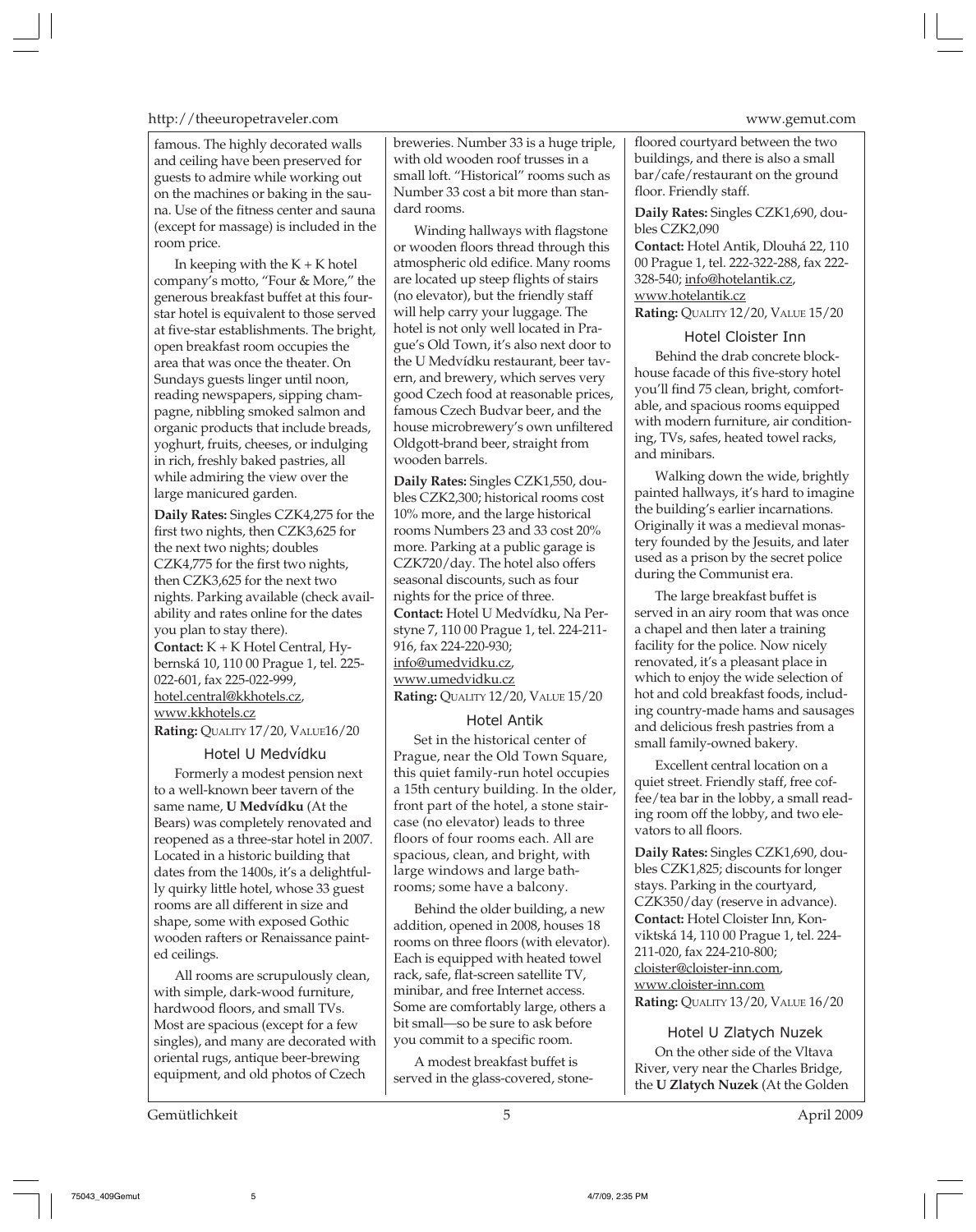famous. The highly decorated walls and ceiling have been preserved for guests to admire while working out on the machines or baking in the sauna. Use of the fitness center and sauna (except for massage) is included in the room price.

In keeping with the K + K hotel company's motto, "Four & More," the generous breakfast buffet at this four-star hotel is equivalent to those served at five-star establishments. The bright, open breakfast room occupies the area that was once the theater. On Sundays guests linger until noon, reading newspapers, sipping champagne, nibbling smoked salmon and organic products that include breads, yoghurt, fruits, cheeses, or indulging in rich, freshly baked pastries, all while admiring the view over the large manicured garden.

**Daily Rates:** Singles CZK4,275 for the first two nights, then CZK3,625 for the next two nights; doubles CZK4,775 for the first two nights, then CZK3,625 for the next two nights. Parking available (check availability and rates online for the dates you plan to stay there).
**Contact:** K + K Hotel Central, Hybernská 10, 110 00 Prague 1, tel. 225-022-601, fax 225-022-999, hotel.central@kkhotels.cz, www.kkhotels.cz
**Rating:** QUALITY 17/20, VALUE16/20

### Hotel U Medvídku

Formerly a modest pension next to a well-known beer tavern of the same name, **U Medvídku** (At the Bears) was completely renovated and reopened as a three-star hotel in 2007. Located in a historic building that dates from the 1400s, it's a delightfully quirky little hotel, whose 33 guest rooms are all different in size and shape, some with exposed Gothic wooden rafters or Renaissance painted ceilings.

All rooms are scrupulously clean, with simple, dark-wood furniture, hardwood floors, and small TVs. Most are spacious (except for a few singles), and many are decorated with oriental rugs, antique beer-brewing equipment, and old photos of Czech breweries. Number 33 is a huge triple, with old wooden roof trusses in a small loft. "Historical" rooms such as Number 33 cost a bit more than standard rooms.

Winding hallways with flagstone or wooden floors thread through this atmospheric old edifice. Many rooms are located up steep flights of stairs (no elevator), but the friendly staff will help carry your luggage. The hotel is not only well located in Prague's Old Town, it's also next door to the U Medvídku restaurant, beer tavern, and brewery, which serves very good Czech food at reasonable prices, famous Czech Budvar beer, and the house microbrewery's own unfiltered Oldgott-brand beer, straight from wooden barrels.

**Daily Rates:** Singles CZK1,550, doubles CZK2,300; historical rooms cost 10% more, and the large historical rooms Numbers 23 and 33 cost 20% more. Parking at a public garage is CZK720/day. The hotel also offers seasonal discounts, such as four nights for the price of three.
**Contact:** Hotel U Medvídku, Na Perstyne 7, 110 00 Prague 1, tel. 224-211-916, fax 224-220-930; info@umedvidku.cz, www.umedvidku.cz
**Rating:** QUALITY 12/20, VALUE 15/20

### Hotel Antik

Set in the historical center of Prague, near the Old Town Square, this quiet family-run hotel occupies a 15th century building. In the older, front part of the hotel, a stone staircase (no elevator) leads to three floors of four rooms each. All are spacious, clean, and bright, with large windows and large bathrooms; some have a balcony.

Behind the older building, a new addition, opened in 2008, houses 18 rooms on three floors (with elevator). Each is equipped with heated towel rack, safe, flat-screen satellite TV, minibar, and free Internet access. Some are comfortably large, others a bit small—so be sure to ask before you commit to a specific room.

A modest breakfast buffet is served in the glass-covered, stone-floored courtyard between the two buildings, and there is also a small bar/cafe/restaurant on the ground floor. Friendly staff.

**Daily Rates:** Singles CZK1,690, doubles CZK2,090
**Contact:** Hotel Antik, Dlouhá 22, 110 00 Prague 1, tel. 222-322-288, fax 222-328-540; info@hotelantik.cz, www.hotelantik.cz
**Rating:** QUALITY 12/20, VALUE 15/20

### Hotel Cloister Inn

Behind the drab concrete blockhouse facade of this five-story hotel you'll find 75 clean, bright, comfortable, and spacious rooms equipped with modern furniture, air conditioning, TVs, safes, heated towel racks, and minibars.

Walking down the wide, brightly painted hallways, it's hard to imagine the building's earlier incarnations. Originally it was a medieval monastery founded by the Jesuits, and later used as a prison by the secret police during the Communist era.

The large breakfast buffet is served in an airy room that was once a chapel and then later a training facility for the police. Now nicely renovated, it's a pleasant place in which to enjoy the wide selection of hot and cold breakfast foods, including country-made hams and sausages and delicious fresh pastries from a small family-owned bakery.

Excellent central location on a quiet street. Friendly staff, free coffee/tea bar in the lobby, a small reading room off the lobby, and two elevators to all floors.

**Daily Rates:** Singles CZK1,690, doubles CZK1,825; discounts for longer stays. Parking in the courtyard, CZK350/day (reserve in advance).
**Contact:** Hotel Cloister Inn, Konviktská 14, 110 00 Prague 1, tel. 224-211-020, fax 224-210-800; cloister@cloister-inn.com, www.cloister-inn.com
**Rating:** QUALITY 13/20, VALUE 16/20

### Hotel U Zlatych Nuzek

On the other side of the Vltava River, very near the Charles Bridge, the **U Zlatych Nuzek** (At the Golden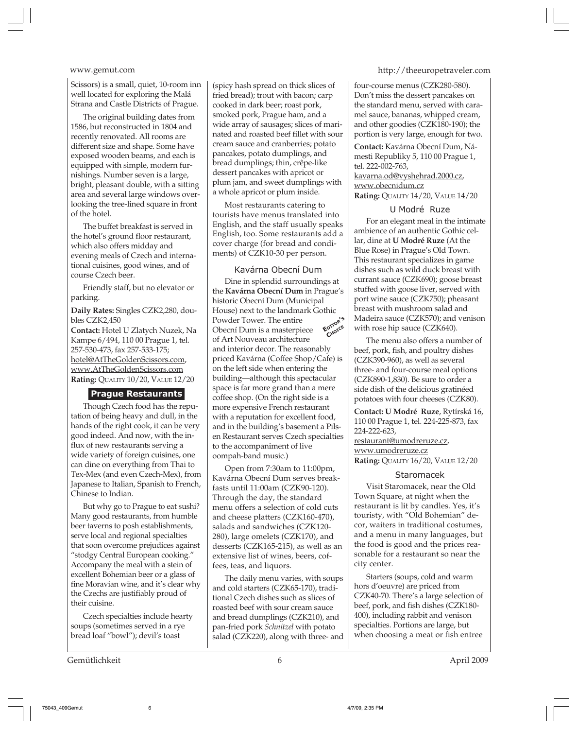Scissors) is a small, quiet, 10-room inn well located for exploring the Malá Strana and Castle Districts of Prague.

The original building dates from 1586, but reconstructed in 1804 and recently renovated. All rooms are different size and shape. Some have exposed wooden beams, and each is equipped with simple, modern furnishings. Number seven is a large, bright, pleasant double, with a sitting area and several large windows overlooking the tree-lined square in front of the hotel.

The buffet breakfast is served in the hotel's ground floor restaurant, which also offers midday and evening meals of Czech and international cuisines, good wines, and of course Czech beer.

Friendly staff, but no elevator or parking.

**Daily Rates:** Singles CZK2,280, doubles CZK2,450

**Contact:** Hotel U Zlatych Nuzek, Na Kampe 6/494, 110 00 Prague 1, tel. 257-530-473, fax 257-533-175; hotel@AtTheGoldenScissors.com, www.AtTheGoldenScissors.com

**Rating:** QUALITY 10/20, VALUE 12/20

## Prague Restaurants

Though Czech food has the reputation of being heavy and dull, in the hands of the right cook, it can be very good indeed. And now, with the influx of new restaurants serving a wide variety of foreign cuisines, one can dine on everything from Thai to Tex-Mex (and even Czech-Mex), from Japanese to Italian, Spanish to French, Chinese to Indian.

But why go to Prague to eat sushi? Many good restaurants, from humble beer taverns to posh establishments, serve local and regional specialties that soon overcome prejudices against "stodgy Central European cooking." Accompany the meal with a stein of excellent Bohemian beer or a glass of fine Moravian wine, and it's clear why the Czechs are justifiably proud of their cuisine.

Czech specialties include hearty soups (sometimes served in a rye bread loaf "bowl"); devil's toast (spicy hash spread on thick slices of fried bread); trout with bacon; carp cooked in dark beer; roast pork, smoked pork, Prague ham, and a wide array of sausages; slices of marinated and roasted beef fillet with sour cream sauce and cranberries; potato pancakes, potato dumplings, and bread dumplings; thin, crêpe-like dessert pancakes with apricot or plum jam, and sweet dumplings with a whole apricot or plum inside.

Most restaurants catering to tourists have menus translated into English, and the staff usually speaks English, too. Some restaurants add a cover charge (for bread and condiments) of CZK10-30 per person.

### Kavárna Obecní Dum

Dine in splendid surroundings at the **Kavárna Obecní Dum** in Prague's historic Obecní Dum (Municipal House) next to the landmark Gothic Powder Tower. The entire Obecní Dum is a masterpiece of Art Nouveau architecture and interior decor. The reasonably priced Kavárna (Coffee Shop/Cafe) is on the left side when entering the building—although this spectacular space is far more grand than a mere coffee shop. (On the right side is a more expensive French restaurant with a reputation for excellent food, and in the building's basement a Pilsen Restaurant serves Czech specialties to the accompaniment of live oompah-band music.)

EDITOR'S CHOICE

Open from 7:30am to 11:00pm, Kavárna Obecní Dum serves breakfasts until 11:00am (CZK90-120). Through the day, the standard menu offers a selection of cold cuts and cheese platters (CZK160-470), salads and sandwiches (CZK120-280), large omelets (CZK170), and desserts (CZK165-215), as well as an extensive list of wines, beers, coffees, teas, and liquors.

The daily menu varies, with soups and cold starters (CZK65-170), traditional Czech dishes such as slices of roasted beef with sour cream sauce and bread dumplings (CZK210), and pan-fried pork *Schnitzel* with potato salad (CZK220), along with three- and four-course menus (CZK280-580). Don't miss the dessert pancakes on the standard menu, served with caramel sauce, bananas, whipped cream, and other goodies (CZK180-190); the portion is very large, enough for two.

**Contact:** Kavárna Obecní Dum, Námesti Republiky 5, 110 00 Prague 1, tel. 222-002-763, kavarna.od@vyshehrad.2000.cz, www.obecnidum.cz

**Rating:** QUALITY 14/20, VALUE 14/20

### U Modré Ruze

For an elegant meal in the intimate ambience of an authentic Gothic cellar, dine at **U Modré Ruze** (At the Blue Rose) in Prague's Old Town. This restaurant specializes in game dishes such as wild duck breast with currant sauce (CZK690); goose breast stuffed with goose liver, served with port wine sauce (CZK750); pheasant breast with mushroom salad and Madeira sauce (CZK570); and venison with rose hip sauce (CZK640).

The menu also offers a number of beef, pork, fish, and poultry dishes (CZK390-960), as well as several three- and four-course meal options (CZK890-1,830). Be sure to order a side dish of the delicious gratinéed potatoes with four cheeses (CZK80).

**Contact: U Modré Ruze**, Rytírská 16, 110 00 Prague 1, tel. 224-225-873, fax 224-222-623, restaurant@umodreruze.cz, www.umodreruze.cz

**Rating:** QUALITY 16/20, VALUE 12/20

### Staromacek

Visit Staromacek, near the Old Town Square, at night when the restaurant is lit by candles. Yes, it's touristy, with "Old Bohemian" decor, waiters in traditional costumes, and a menu in many languages, but the food is good and the prices reasonable for a restaurant so near the city center.

Starters (soups, cold and warm hors d'oeuvre) are priced from CZK40-70. There's a large selection of beef, pork, and fish dishes (CZK180-400), including rabbit and venison specialties. Portions are large, but when choosing a meat or fish entree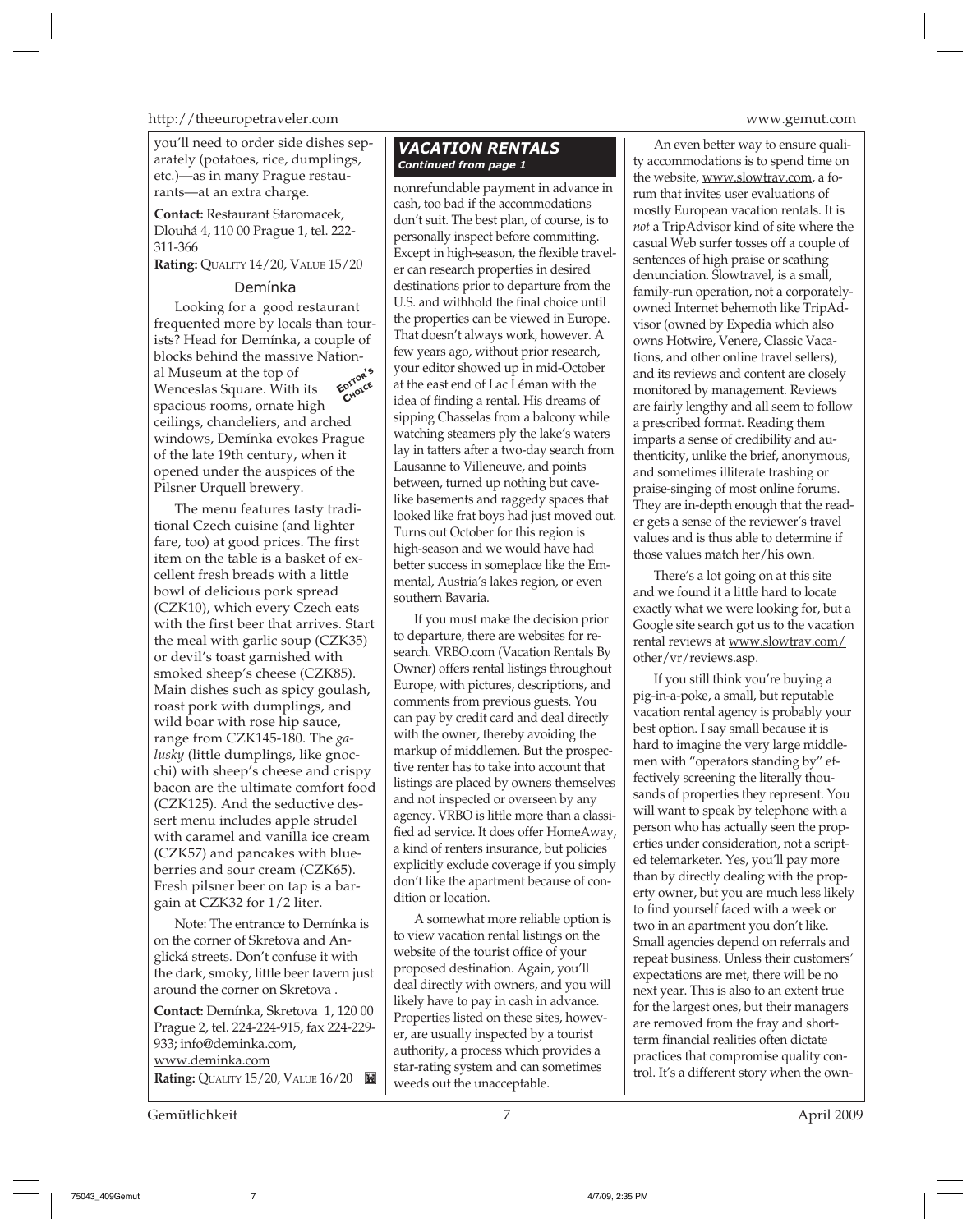you'll need to order side dishes separately (potatoes, rice, dumplings, etc.)—as in many Prague restaurants—at an extra charge.

**Contact:** Restaurant Staromacek, Dlouhá 4, 110 00 Prague 1, tel. 222-311-366
**Rating:** QUALITY 14/20, VALUE 15/20

### Demínka

Looking for a good restaurant frequented more by locals than tourists? Head for Demínka, a couple of blocks behind the massive National Museum at the top of Wenceslas Square. With its spacious rooms, ornate high ceilings, chandeliers, and arched windows, Demínka evokes Prague of the late 19th century, when it opened under the auspices of the Pilsner Urquell brewery.

EDITOR'S CHOICE

The menu features tasty traditional Czech cuisine (and lighter fare, too) at good prices. The first item on the table is a basket of excellent fresh breads with a little bowl of delicious pork spread (CZK10), which every Czech eats with the first beer that arrives. Start the meal with garlic soup (CZK35) or devil's toast garnished with smoked sheep's cheese (CZK85). Main dishes such as spicy goulash, roast pork with dumplings, and wild boar with rose hip sauce, range from CZK145-180. The *galusky* (little dumplings, like gnocchi) with sheep's cheese and crispy bacon are the ultimate comfort food (CZK125). And the seductive dessert menu includes apple strudel with caramel and vanilla ice cream (CZK57) and pancakes with blueberries and sour cream (CZK65). Fresh pilsner beer on tap is a bargain at CZK32 for 1/2 liter.

Note: The entrance to Demínka is on the corner of Skretova and Anglická streets. Don't confuse it with the dark, smoky, little beer tavern just around the corner on Skretova .

**Contact:** Demínka, Skretova 1, 120 00 Prague 2, tel. 224-224-915, fax 224-229-933; info@deminka.com, www.deminka.com
**Rating:** QUALITY 15/20, VALUE 16/20

## VACATION RENTALS
*Continued from page 1*

nonrefundable payment in advance in cash, too bad if the accommodations don't suit. The best plan, of course, is to personally inspect before committing. Except in high-season, the flexible traveler can research properties in desired destinations prior to departure from the U.S. and withhold the final choice until the properties can be viewed in Europe. That doesn't always work, however. A few years ago, without prior research, your editor showed up in mid-October at the east end of Lac Léman with the idea of finding a rental. His dreams of sipping Chasselas from a balcony while watching steamers ply the lake's waters lay in tatters after a two-day search from Lausanne to Villeneuve, and points between, turned up nothing but cave-like basements and raggedy spaces that looked like frat boys had just moved out. Turns out October for this region is high-season and we would have had better success in someplace like the Emmental, Austria's lakes region, or even southern Bavaria.

If you must make the decision prior to departure, there are websites for research. VRBO.com (Vacation Rentals By Owner) offers rental listings throughout Europe, with pictures, descriptions, and comments from previous guests. You can pay by credit card and deal directly with the owner, thereby avoiding the markup of middlemen. But the prospective renter has to take into account that listings are placed by owners themselves and not inspected or overseen by any agency. VRBO is little more than a classified ad service. It does offer HomeAway, a kind of renters insurance, but policies explicitly exclude coverage if you simply don't like the apartment because of condition or location.

A somewhat more reliable option is to view vacation rental listings on the website of the tourist office of your proposed destination. Again, you'll deal directly with owners, and you will likely have to pay in cash in advance. Properties listed on these sites, however, are usually inspected by a tourist authority, a process which provides a star-rating system and can sometimes weeds out the unacceptable.

An even better way to ensure quality accommodations is to spend time on the website, www.slowtrav.com, a forum that invites user evaluations of mostly European vacation rentals. It is *not* a TripAdvisor kind of site where the casual Web surfer tosses off a couple of sentences of high praise or scathing denunciation. Slowtravel, is a small, family-run operation, not a corporately-owned Internet behemoth like TripAdvisor (owned by Expedia which also owns Hotwire, Venere, Classic Vacations, and other online travel sellers), and its reviews and content are closely monitored by management. Reviews are fairly lengthy and all seem to follow a prescribed format. Reading them imparts a sense of credibility and authenticity, unlike the brief, anonymous, and sometimes illiterate trashing or praise-singing of most online forums. They are in-depth enough that the reader gets a sense of the reviewer's travel values and is thus able to determine if those values match her/his own.

There's a lot going on at this site and we found it a little hard to locate exactly what we were looking for, but a Google site search got us to the vacation rental reviews at www.slowtrav.com/other/vr/reviews.asp.

If you still think you're buying a pig-in-a-poke, a small, but reputable vacation rental agency is probably your best option. I say small because it is hard to imagine the very large middlemen with "operators standing by" effectively screening the literally thousands of properties they represent. You will want to speak by telephone with a person who has actually seen the properties under consideration, not a scripted telemarketer. Yes, you'll pay more than by directly dealing with the property owner, but you are much less likely to find yourself faced with a week or two in an apartment you don't like. Small agencies depend on referrals and repeat business. Unless their customers' expectations are met, there will be no next year. This is also to an extent true for the largest ones, but their managers are removed from the fray and short-term financial realities often dictate practices that compromise quality control. It's a different story when the own-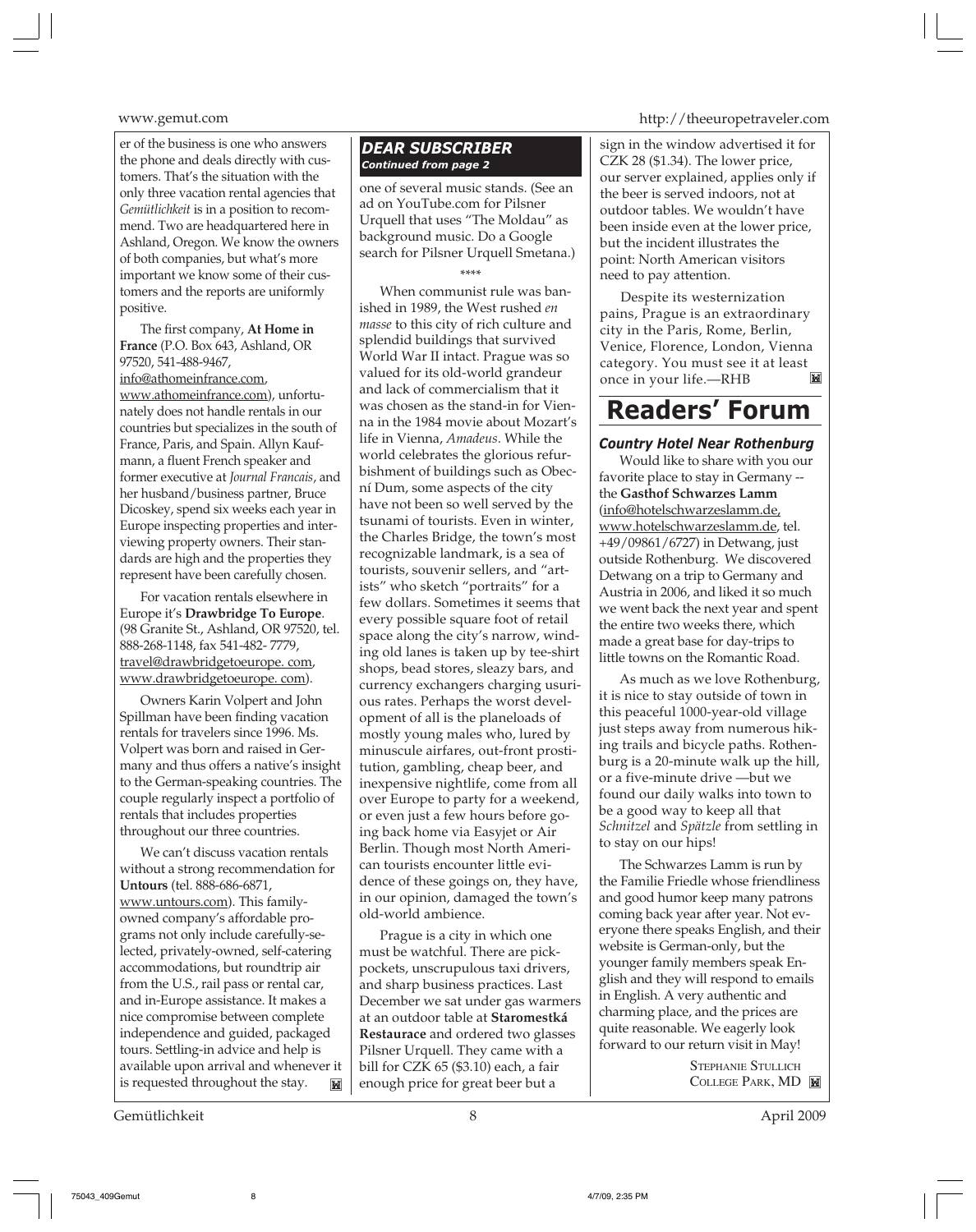er of the business is one who answers the phone and deals directly with customers. That's the situation with the only three vacation rental agencies that *Gemütlichkeit* is in a position to recommend. Two are headquartered here in Ashland, Oregon. We know the owners of both companies, but what's more important we know some of their customers and the reports are uniformly positive.

The first company, **At Home in France** (P.O. Box 643, Ashland, OR 97520, 541-488-9467, info@athomeinfrance.com, www.athomeinfrance.com), unfortunately does not handle rentals in our countries but specializes in the south of France, Paris, and Spain. Allyn Kaufmann, a fluent French speaker and former executive at *Journal Francais*, and her husband/business partner, Bruce Dicoskey, spend six weeks each year in Europe inspecting properties and interviewing property owners. Their standards are high and the properties they represent have been carefully chosen.

For vacation rentals elsewhere in Europe it's **Drawbridge To Europe**. (98 Granite St., Ashland, OR 97520, tel. 888-268-1148, fax 541-482- 7779, travel@drawbridgetoeurope. com, www.drawbridgetoeurope. com).

Owners Karin Volpert and John Spillman have been finding vacation rentals for travelers since 1996. Ms. Volpert was born and raised in Germany and thus offers a native's insight to the German-speaking countries. The couple regularly inspect a portfolio of rentals that includes properties throughout our three countries.

We can't discuss vacation rentals without a strong recommendation for **Untours** (tel. 888-686-6871, www.untours.com). This family-owned company's affordable programs not only include carefully-selected, privately-owned, self-catering accommodations, but roundtrip air from the U.S., rail pass or rental car, and in-Europe assistance. It makes a nice compromise between complete independence and guided, packaged tours. Settling-in advice and help is available upon arrival and whenever it is requested throughout the stay.

### *DEAR SUBSCRIBER*
***Continued from page 2***

one of several music stands. (See an ad on YouTube.com for Pilsner Urquell that uses "The Moldau" as background music. Do a Google search for Pilsner Urquell Smetana.)

\*\*\*\*

When communist rule was banished in 1989, the West rushed *en masse* to this city of rich culture and splendid buildings that survived World War II intact. Prague was so valued for its old-world grandeur and lack of commercialism that it was chosen as the stand-in for Vienna in the 1984 movie about Mozart's life in Vienna, *Amadeus*. While the world celebrates the glorious refurbishment of buildings such as Obecní Dum, some aspects of the city have not been so well served by the tsunami of tourists. Even in winter, the Charles Bridge, the town's most recognizable landmark, is a sea of tourists, souvenir sellers, and "artists" who sketch "portraits" for a few dollars. Sometimes it seems that every possible square foot of retail space along the city's narrow, winding old lanes is taken up by tee-shirt shops, bead stores, sleazy bars, and currency exchangers charging usurious rates. Perhaps the worst development of all is the planeloads of mostly young males who, lured by minuscule airfares, out-front prostitution, gambling, cheap beer, and inexpensive nightlife, come from all over Europe to party for a weekend, or even just a few hours before going back home via Easyjet or Air Berlin. Though most North American tourists encounter little evidence of these goings on, they have, in our opinion, damaged the town's old-world ambience.

Prague is a city in which one must be watchful. There are pickpockets, unscrupulous taxi drivers, and sharp business practices. Last December we sat under gas warmers at an outdoor table at **Staromestká Restaurace** and ordered two glasses Pilsner Urquell. They came with a bill for CZK 65 ($3.10) each, a fair enough price for great beer but a sign in the window advertised it for CZK 28 ($1.34). The lower price, our server explained, applies only if the beer is served indoors, not at outdoor tables. We wouldn't have been inside even at the lower price, but the incident illustrates the point: North American visitors need to pay attention.

Despite its westernization pains, Prague is an extraordinary city in the Paris, Rome, Berlin, Venice, Florence, London, Vienna category. You must see it at least once in your life.—RHB

# Readers' Forum

### *Country Hotel Near Rothenburg*

Would like to share with you our favorite place to stay in Germany -- the **Gasthof Schwarzes Lamm** (info@hotelschwarzeslamm.de, www.hotelschwarzeslamm.de, tel. +49/09861/6727) in Detwang, just outside Rothenburg. We discovered Detwang on a trip to Germany and Austria in 2006, and liked it so much we went back the next year and spent the entire two weeks there, which made a great base for day-trips to little towns on the Romantic Road.

As much as we love Rothenburg, it is nice to stay outside of town in this peaceful 1000-year-old village just steps away from numerous hiking trails and bicycle paths. Rothenburg is a 20-minute walk up the hill, or a five-minute drive —but we found our daily walks into town to be a good way to keep all that *Schnitzel* and *Spätzle* from settling in to stay on our hips!

The Schwarzes Lamm is run by the Familie Friedle whose friendliness and good humor keep many patrons coming back year after year. Not everyone there speaks English, and their website is German-only, but the younger family members speak English and they will respond to emails in English. A very authentic and charming place, and the prices are quite reasonable. We eagerly look forward to our return visit in May!

STEPHANIE STULLICH
COLLEGE PARK, MD